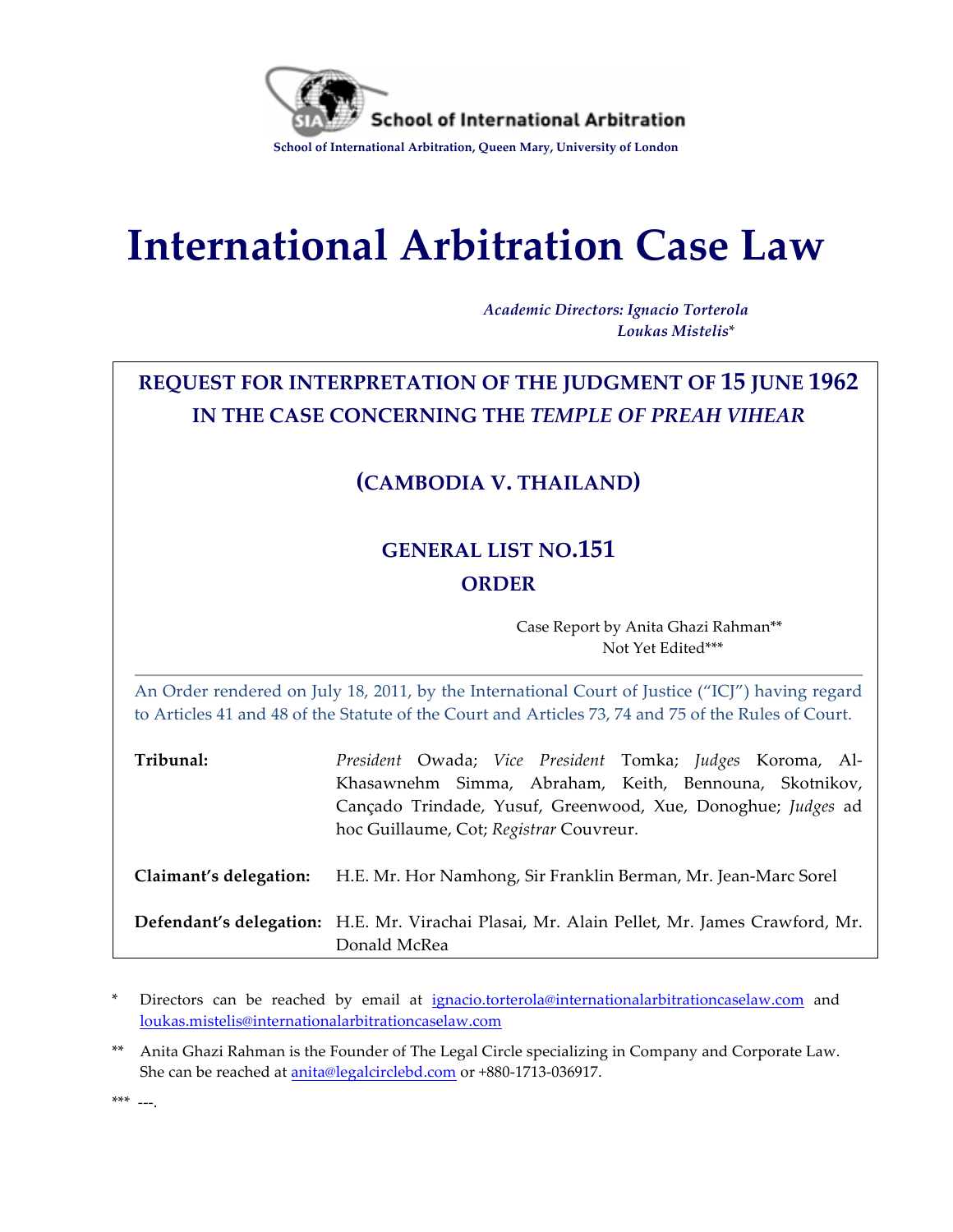School of International Arbitration

School of International Arbitration, Queen Mary, University of London

# International Arbitration Case Law

*Academic Directors: Ignacio Torterola*
*Loukas Mistelis*\*

## REQUEST FOR INTERPRETATION OF THE JUDGMENT OF 15 JUNE 1962 IN THE CASE CONCERNING THE *TEMPLE OF PREAH VIHEAR*

## (CAMBODIA V. THAILAND)

## GENERAL LIST NO.151

## ORDER

Case Report by Anita Ghazi Rahman\*\*
Not Yet Edited\*\*\*

---

An Order rendered on July 18, 2011, by the International Court of Justice ("ICJ") having regard to Articles 41 and 48 of the Statute of the Court and Articles 73, 74 and 75 of the Rules of Court.

| | |
|---|---|
| **Tribunal:** | *President* Owada; *Vice President* Tomka; *Judges* Koroma, Al-Khasawnehm Simma, Abraham, Keith, Bennouna, Skotnikov, Cançado Trindade, Yusuf, Greenwood, Xue, Donoghue; *Judges* ad hoc Guillaume, Cot; *Registrar* Couvreur. |
| **Claimant's delegation:** | H.E. Mr. Hor Namhong, Sir Franklin Berman, Mr. Jean-Marc Sorel |
| **Defendant's delegation:** | H.E. Mr. Virachai Plasai, Mr. Alain Pellet, Mr. James Crawford, Mr. Donald McRea |

\* Directors can be reached by email at ignacio.torterola@internationalarbitrationcaselaw.com and loukas.mistelis@internationalarbitrationcaselaw.com

\*\* Anita Ghazi Rahman is the Founder of The Legal Circle specializing in Company and Corporate Law. She can be reached at anita@legalcirclebd.com or +880-1713-036917.

\*\*\* ---.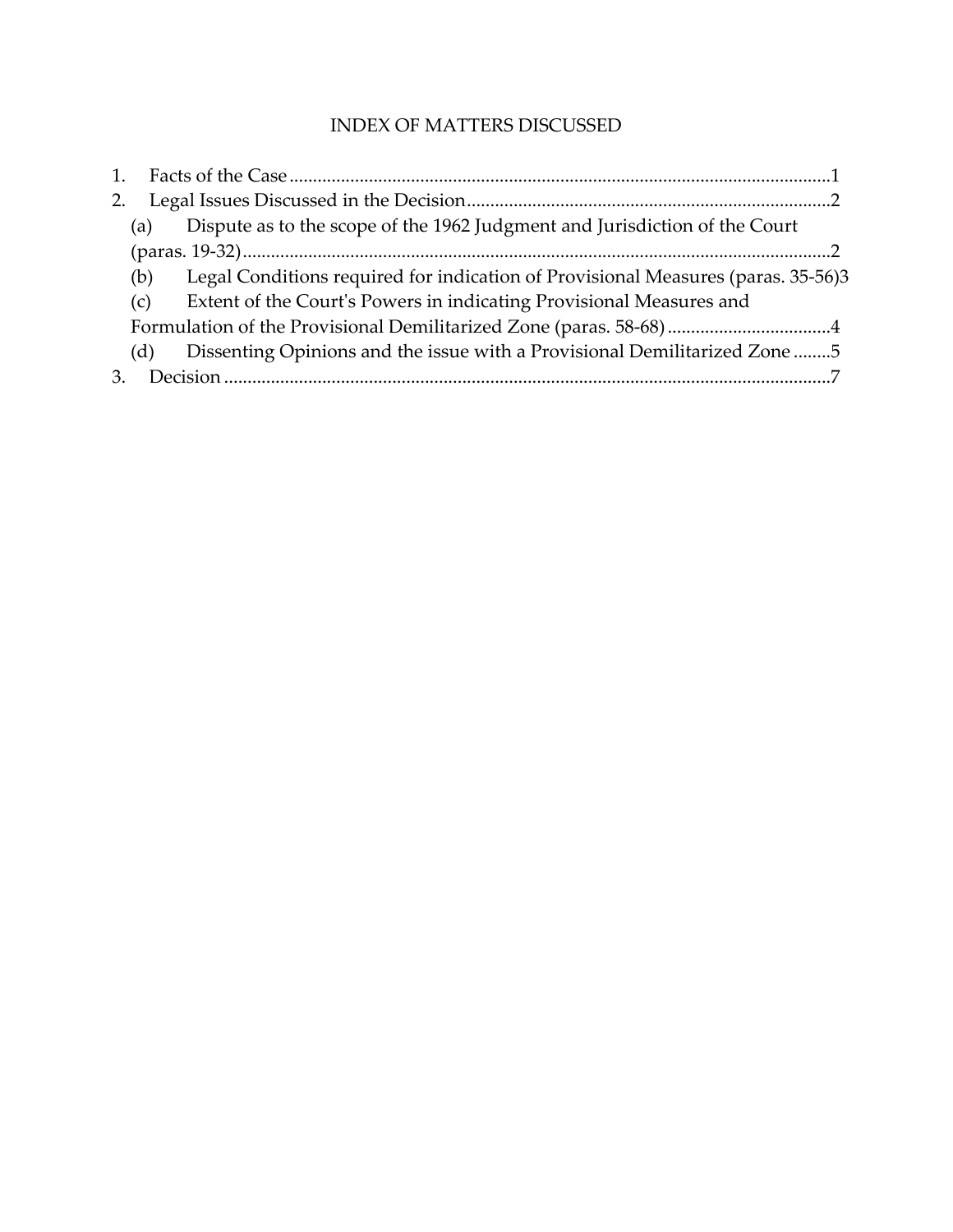# INDEX OF MATTERS DISCUSSED

1. Facts of the Case ....................................................................................................................1
2. Legal Issues Discussed in the Decision ..............................................................................2
   - (a) Dispute as to the scope of the 1962 Judgment and Jurisdiction of the Court (paras. 19-32) ...............................................................................................................2
   - (b) Legal Conditions required for indication of Provisional Measures (paras. 35-56) 3
   - (c) Extent of the Court's Powers in indicating Provisional Measures and Formulation of the Provisional Demilitarized Zone (paras. 58-68) ...................................4
   - (d) Dissenting Opinions and the issue with a Provisional Demilitarized Zone ........5
3. Decision ..................................................................................................................................7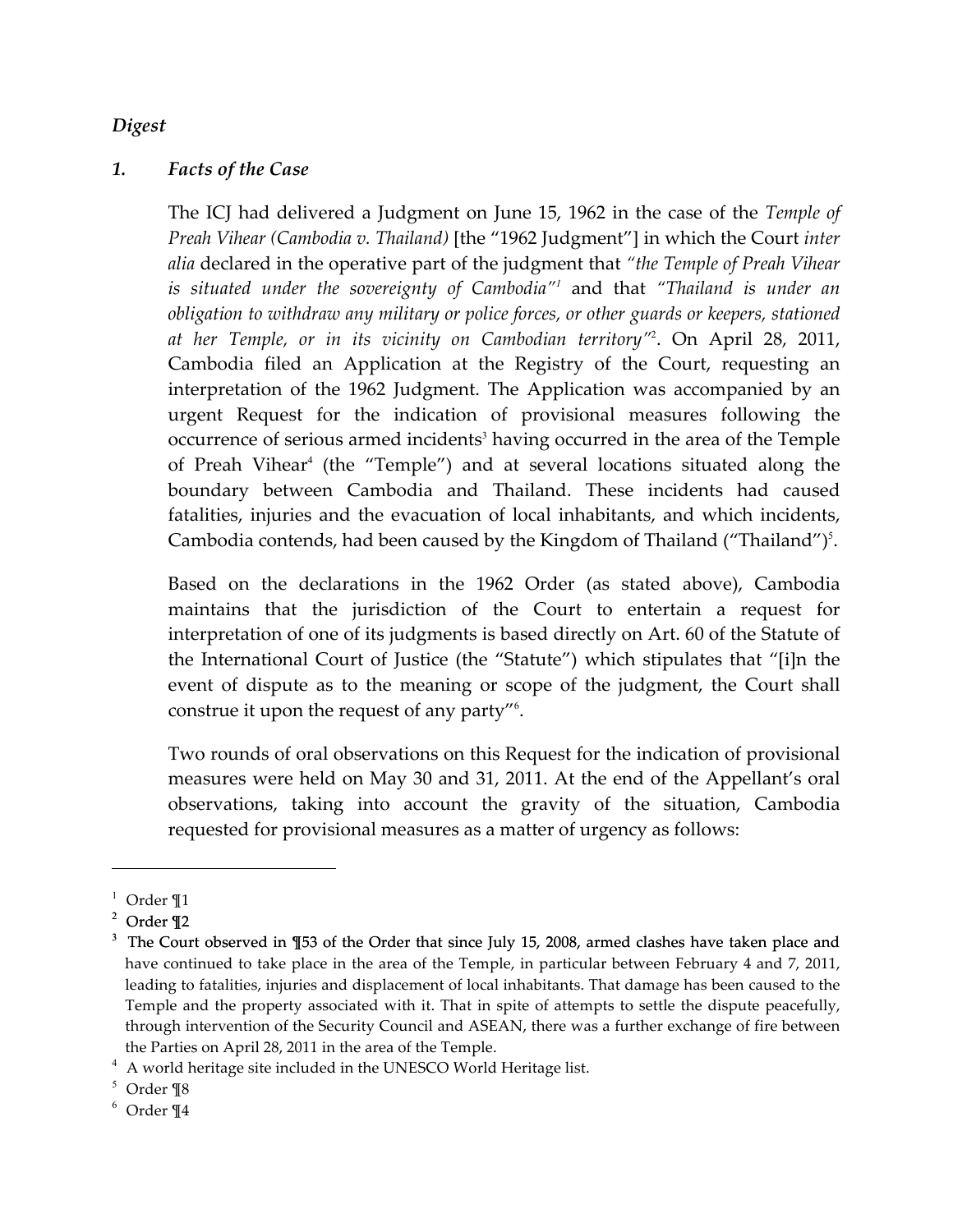## *Digest*

### *1. Facts of the Case*

The ICJ had delivered a Judgment on June 15, 1962 in the case of the *Temple of Preah Vihear (Cambodia v. Thailand)* [the "1962 Judgment"] in which the Court *inter alia* declared in the operative part of the judgment that *"the Temple of Preah Vihear is situated under the sovereignty of Cambodia"*[1] and that *"Thailand is under an obligation to withdraw any military or police forces, or other guards or keepers, stationed at her Temple, or in its vicinity on Cambodian territory"*[2]. On April 28, 2011, Cambodia filed an Application at the Registry of the Court, requesting an interpretation of the 1962 Judgment. The Application was accompanied by an urgent Request for the indication of provisional measures following the occurrence of serious armed incidents[3] having occurred in the area of the Temple of Preah Vihear[4] (the "Temple") and at several locations situated along the boundary between Cambodia and Thailand. These incidents had caused fatalities, injuries and the evacuation of local inhabitants, and which incidents, Cambodia contends, had been caused by the Kingdom of Thailand ("Thailand")[5].

Based on the declarations in the 1962 Order (as stated above), Cambodia maintains that the jurisdiction of the Court to entertain a request for interpretation of one of its judgments is based directly on Art. 60 of the Statute of the International Court of Justice (the "Statute") which stipulates that "[i]n the event of dispute as to the meaning or scope of the judgment, the Court shall construe it upon the request of any party"[6].

Two rounds of oral observations on this Request for the indication of provisional measures were held on May 30 and 31, 2011. At the end of the Appellant's oral observations, taking into account the gravity of the situation, Cambodia requested for provisional measures as a matter of urgency as follows:

---

[1] Order ¶1

[2] Order ¶2

[3] The Court observed in ¶53 of the Order that since July 15, 2008, armed clashes have taken place and have continued to take place in the area of the Temple, in particular between February 4 and 7, 2011, leading to fatalities, injuries and displacement of local inhabitants. That damage has been caused to the Temple and the property associated with it. That in spite of attempts to settle the dispute peacefully, through intervention of the Security Council and ASEAN, there was a further exchange of fire between the Parties on April 28, 2011 in the area of the Temple.

[4] A world heritage site included in the UNESCO World Heritage list.

[5] Order ¶8

[6] Order ¶4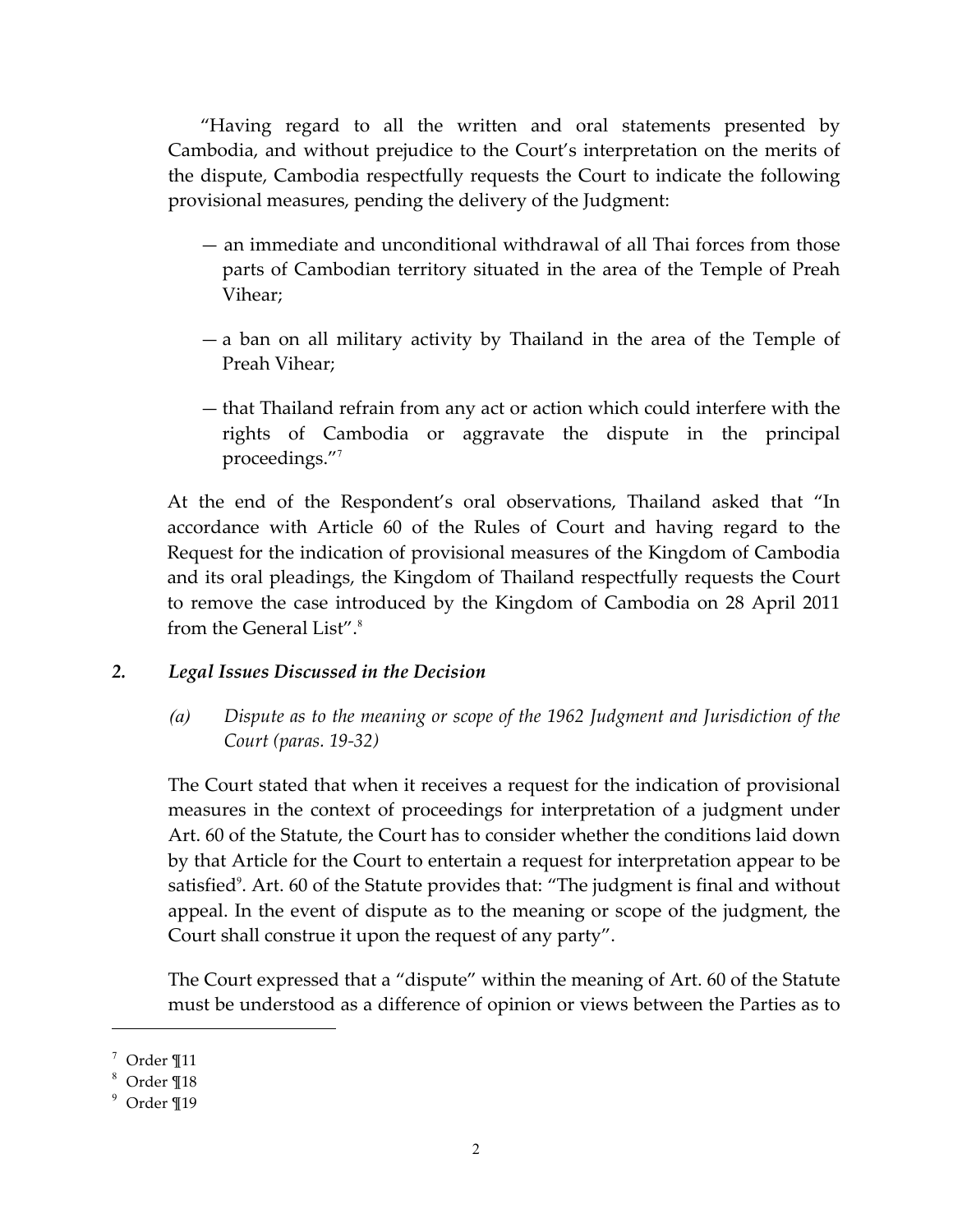"Having regard to all the written and oral statements presented by Cambodia, and without prejudice to the Court's interpretation on the merits of the dispute, Cambodia respectfully requests the Court to indicate the following provisional measures, pending the delivery of the Judgment:

— an immediate and unconditional withdrawal of all Thai forces from those parts of Cambodian territory situated in the area of the Temple of Preah Vihear;

— a ban on all military activity by Thailand in the area of the Temple of Preah Vihear;

— that Thailand refrain from any act or action which could interfere with the rights of Cambodia or aggravate the dispute in the principal proceedings."[7]

At the end of the Respondent's oral observations, Thailand asked that "In accordance with Article 60 of the Rules of Court and having regard to the Request for the indication of provisional measures of the Kingdom of Cambodia and its oral pleadings, the Kingdom of Thailand respectfully requests the Court to remove the case introduced by the Kingdom of Cambodia on 28 April 2011 from the General List".[8]

## *2. Legal Issues Discussed in the Decision*

### *(a) Dispute as to the meaning or scope of the 1962 Judgment and Jurisdiction of the Court (paras. 19-32)*

The Court stated that when it receives a request for the indication of provisional measures in the context of proceedings for interpretation of a judgment under Art. 60 of the Statute, the Court has to consider whether the conditions laid down by that Article for the Court to entertain a request for interpretation appear to be satisfied[9]. Art. 60 of the Statute provides that: "The judgment is final and without appeal. In the event of dispute as to the meaning or scope of the judgment, the Court shall construe it upon the request of any party".

The Court expressed that a "dispute" within the meaning of Art. 60 of the Statute must be understood as a difference of opinion or views between the Parties as to

---

[7] Order ¶11

[8] Order ¶18

[9] Order ¶19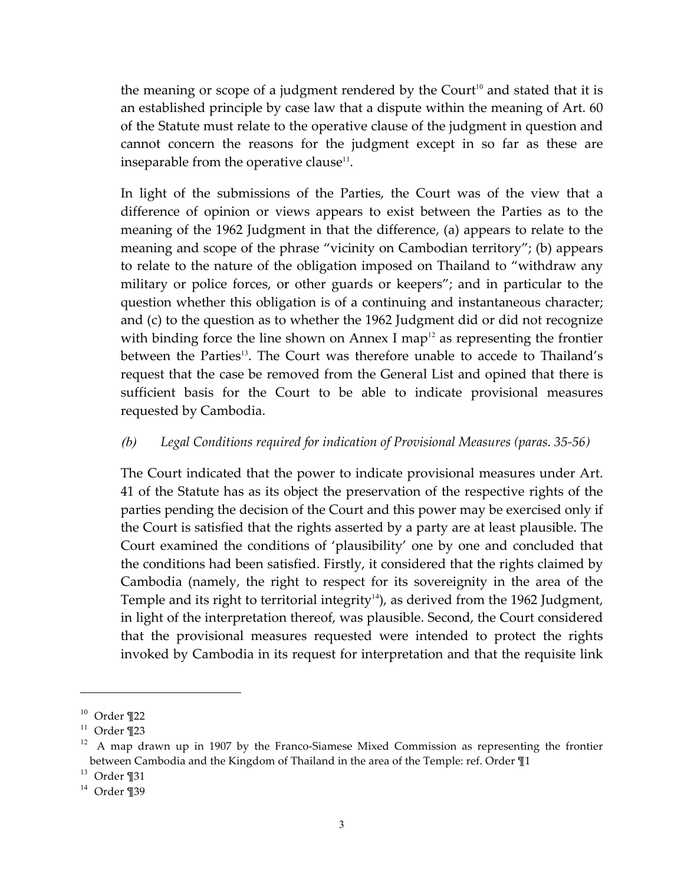the meaning or scope of a judgment rendered by the Court[10] and stated that it is an established principle by case law that a dispute within the meaning of Art. 60 of the Statute must relate to the operative clause of the judgment in question and cannot concern the reasons for the judgment except in so far as these are inseparable from the operative clause[11].

In light of the submissions of the Parties, the Court was of the view that a difference of opinion or views appears to exist between the Parties as to the meaning of the 1962 Judgment in that the difference, (a) appears to relate to the meaning and scope of the phrase "vicinity on Cambodian territory"; (b) appears to relate to the nature of the obligation imposed on Thailand to "withdraw any military or police forces, or other guards or keepers"; and in particular to the question whether this obligation is of a continuing and instantaneous character; and (c) to the question as to whether the 1962 Judgment did or did not recognize with binding force the line shown on Annex I map[12] as representing the frontier between the Parties[13]. The Court was therefore unable to accede to Thailand's request that the case be removed from the General List and opined that there is sufficient basis for the Court to be able to indicate provisional measures requested by Cambodia.

*(b) Legal Conditions required for indication of Provisional Measures (paras. 35-56)*

The Court indicated that the power to indicate provisional measures under Art. 41 of the Statute has as its object the preservation of the respective rights of the parties pending the decision of the Court and this power may be exercised only if the Court is satisfied that the rights asserted by a party are at least plausible. The Court examined the conditions of 'plausibility' one by one and concluded that the conditions had been satisfied. Firstly, it considered that the rights claimed by Cambodia (namely, the right to respect for its sovereignty in the area of the Temple and its right to territorial integrity[14]), as derived from the 1962 Judgment, in light of the interpretation thereof, was plausible. Second, the Court considered that the provisional measures requested were intended to protect the rights invoked by Cambodia in its request for interpretation and that the requisite link

---

[10] Order ¶22

[11] Order ¶23

[12] A map drawn up in 1907 by the Franco-Siamese Mixed Commission as representing the frontier between Cambodia and the Kingdom of Thailand in the area of the Temple: ref. Order ¶1

[13] Order ¶31

[14] Order ¶39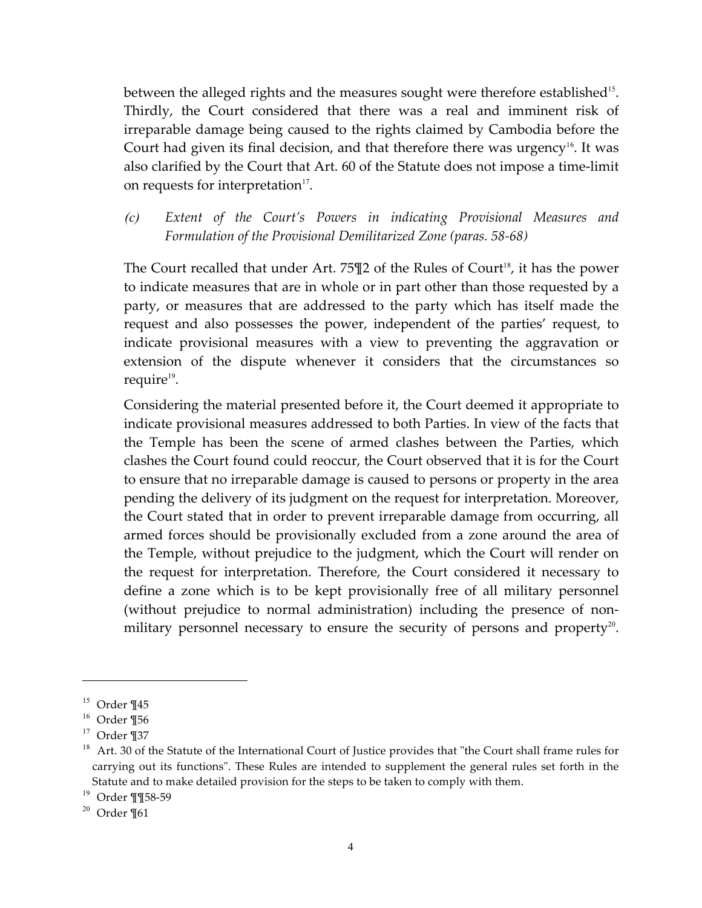between the alleged rights and the measures sought were therefore established[15]. Thirdly, the Court considered that there was a real and imminent risk of irreparable damage being caused to the rights claimed by Cambodia before the Court had given its final decision, and that therefore there was urgency[16]. It was also clarified by the Court that Art. 60 of the Statute does not impose a time-limit on requests for interpretation[17].

*(c) Extent of the Court's Powers in indicating Provisional Measures and Formulation of the Provisional Demilitarized Zone (paras. 58-68)*

The Court recalled that under Art. 75¶2 of the Rules of Court[18], it has the power to indicate measures that are in whole or in part other than those requested by a party, or measures that are addressed to the party which has itself made the request and also possesses the power, independent of the parties' request, to indicate provisional measures with a view to preventing the aggravation or extension of the dispute whenever it considers that the circumstances so require[19].

Considering the material presented before it, the Court deemed it appropriate to indicate provisional measures addressed to both Parties. In view of the facts that the Temple has been the scene of armed clashes between the Parties, which clashes the Court found could reoccur, the Court observed that it is for the Court to ensure that no irreparable damage is caused to persons or property in the area pending the delivery of its judgment on the request for interpretation. Moreover, the Court stated that in order to prevent irreparable damage from occurring, all armed forces should be provisionally excluded from a zone around the area of the Temple, without prejudice to the judgment, which the Court will render on the request for interpretation. Therefore, the Court considered it necessary to define a zone which is to be kept provisionally free of all military personnel (without prejudice to normal administration) including the presence of non-military personnel necessary to ensure the security of persons and property[20].

---

[15] Order ¶45

[16] Order ¶56

[17] Order ¶37

[18] Art. 30 of the Statute of the International Court of Justice provides that "the Court shall frame rules for carrying out its functions". These Rules are intended to supplement the general rules set forth in the Statute and to make detailed provision for the steps to be taken to comply with them.

[19] Order ¶¶58-59

[20] Order ¶61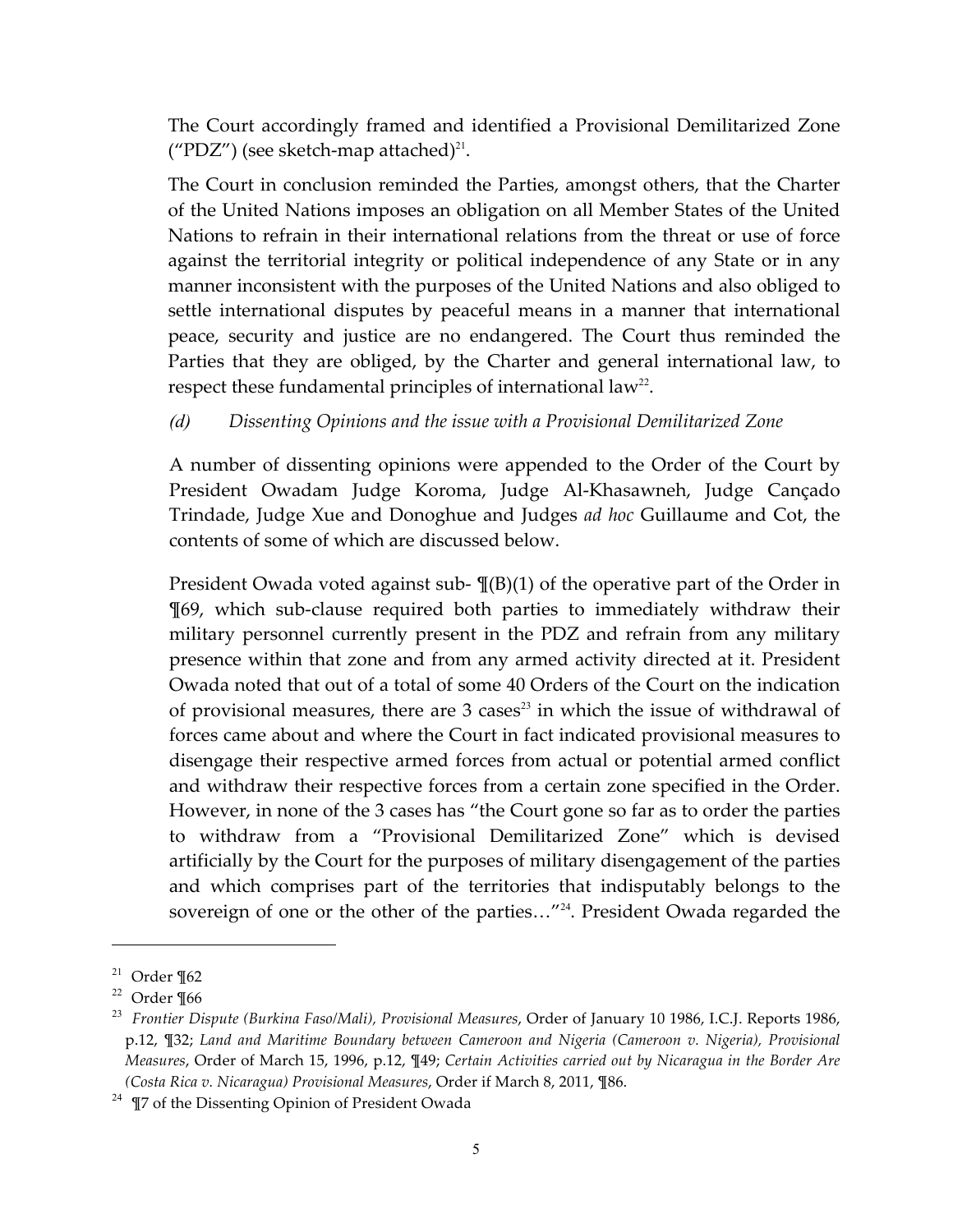The Court accordingly framed and identified a Provisional Demilitarized Zone ("PDZ") (see sketch-map attached)[21].

The Court in conclusion reminded the Parties, amongst others, that the Charter of the United Nations imposes an obligation on all Member States of the United Nations to refrain in their international relations from the threat or use of force against the territorial integrity or political independence of any State or in any manner inconsistent with the purposes of the United Nations and also obliged to settle international disputes by peaceful means in a manner that international peace, security and justice are no endangered. The Court thus reminded the Parties that they are obliged, by the Charter and general international law, to respect these fundamental principles of international law[22].

*(d) Dissenting Opinions and the issue with a Provisional Demilitarized Zone*

A number of dissenting opinions were appended to the Order of the Court by President Owadam Judge Koroma, Judge Al-Khasawneh, Judge Cançado Trindade, Judge Xue and Donoghue and Judges *ad hoc* Guillaume and Cot, the contents of some of which are discussed below.

President Owada voted against sub- ¶(B)(1) of the operative part of the Order in ¶69, which sub-clause required both parties to immediately withdraw their military personnel currently present in the PDZ and refrain from any military presence within that zone and from any armed activity directed at it. President Owada noted that out of a total of some 40 Orders of the Court on the indication of provisional measures, there are 3 cases[23] in which the issue of withdrawal of forces came about and where the Court in fact indicated provisional measures to disengage their respective armed forces from actual or potential armed conflict and withdraw their respective forces from a certain zone specified in the Order. However, in none of the 3 cases has "the Court gone so far as to order the parties to withdraw from a "Provisional Demilitarized Zone" which is devised artificially by the Court for the purposes of military disengagement of the parties and which comprises part of the territories that indisputably belongs to the sovereign of one or the other of the parties…"[24]. President Owada regarded the

---

[21] Order ¶62

[22] Order ¶66

[23] *Frontier Dispute (Burkina Faso/Mali), Provisional Measures*, Order of January 10 1986, I.C.J. Reports 1986, p.12, ¶32; *Land and Maritime Boundary between Cameroon and Nigeria (Cameroon v. Nigeria), Provisional Measures*, Order of March 15, 1996, p.12, ¶49; *Certain Activities carried out by Nicaragua in the Border Are (Costa Rica v. Nicaragua) Provisional Measures*, Order if March 8, 2011, ¶86.

[24] ¶7 of the Dissenting Opinion of President Owada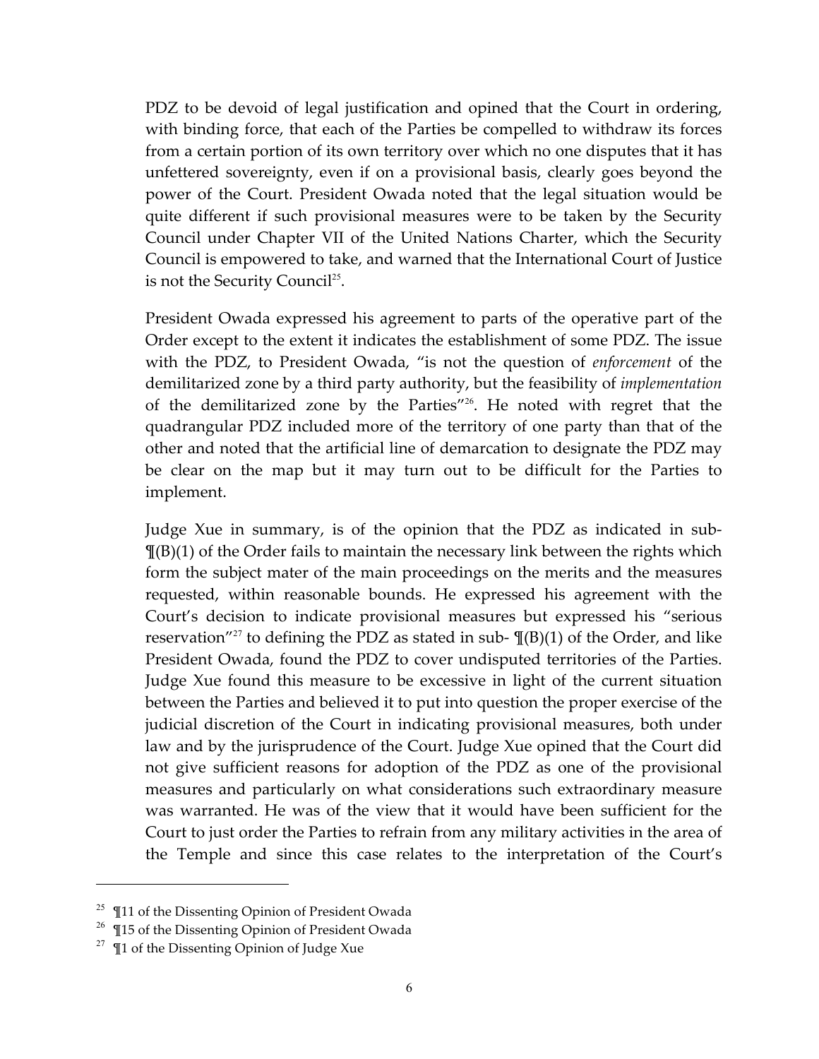PDZ to be devoid of legal justification and opined that the Court in ordering, with binding force, that each of the Parties be compelled to withdraw its forces from a certain portion of its own territory over which no one disputes that it has unfettered sovereignty, even if on a provisional basis, clearly goes beyond the power of the Court. President Owada noted that the legal situation would be quite different if such provisional measures were to be taken by the Security Council under Chapter VII of the United Nations Charter, which the Security Council is empowered to take, and warned that the International Court of Justice is not the Security Council[25].

President Owada expressed his agreement to parts of the operative part of the Order except to the extent it indicates the establishment of some PDZ. The issue with the PDZ, to President Owada, "is not the question of *enforcement* of the demilitarized zone by a third party authority, but the feasibility of *implementation* of the demilitarized zone by the Parties"[26]. He noted with regret that the quadrangular PDZ included more of the territory of one party than that of the other and noted that the artificial line of demarcation to designate the PDZ may be clear on the map but it may turn out to be difficult for the Parties to implement.

Judge Xue in summary, is of the opinion that the PDZ as indicated in sub-¶(B)(1) of the Order fails to maintain the necessary link between the rights which form the subject mater of the main proceedings on the merits and the measures requested, within reasonable bounds. He expressed his agreement with the Court's decision to indicate provisional measures but expressed his "serious reservation"[27] to defining the PDZ as stated in sub- ¶(B)(1) of the Order, and like President Owada, found the PDZ to cover undisputed territories of the Parties. Judge Xue found this measure to be excessive in light of the current situation between the Parties and believed it to put into question the proper exercise of the judicial discretion of the Court in indicating provisional measures, both under law and by the jurisprudence of the Court. Judge Xue opined that the Court did not give sufficient reasons for adoption of the PDZ as one of the provisional measures and particularly on what considerations such extraordinary measure was warranted. He was of the view that it would have been sufficient for the Court to just order the Parties to refrain from any military activities in the area of the Temple and since this case relates to the interpretation of the Court's

---

[25] ¶11 of the Dissenting Opinion of President Owada

[26] ¶15 of the Dissenting Opinion of President Owada

[27] ¶1 of the Dissenting Opinion of Judge Xue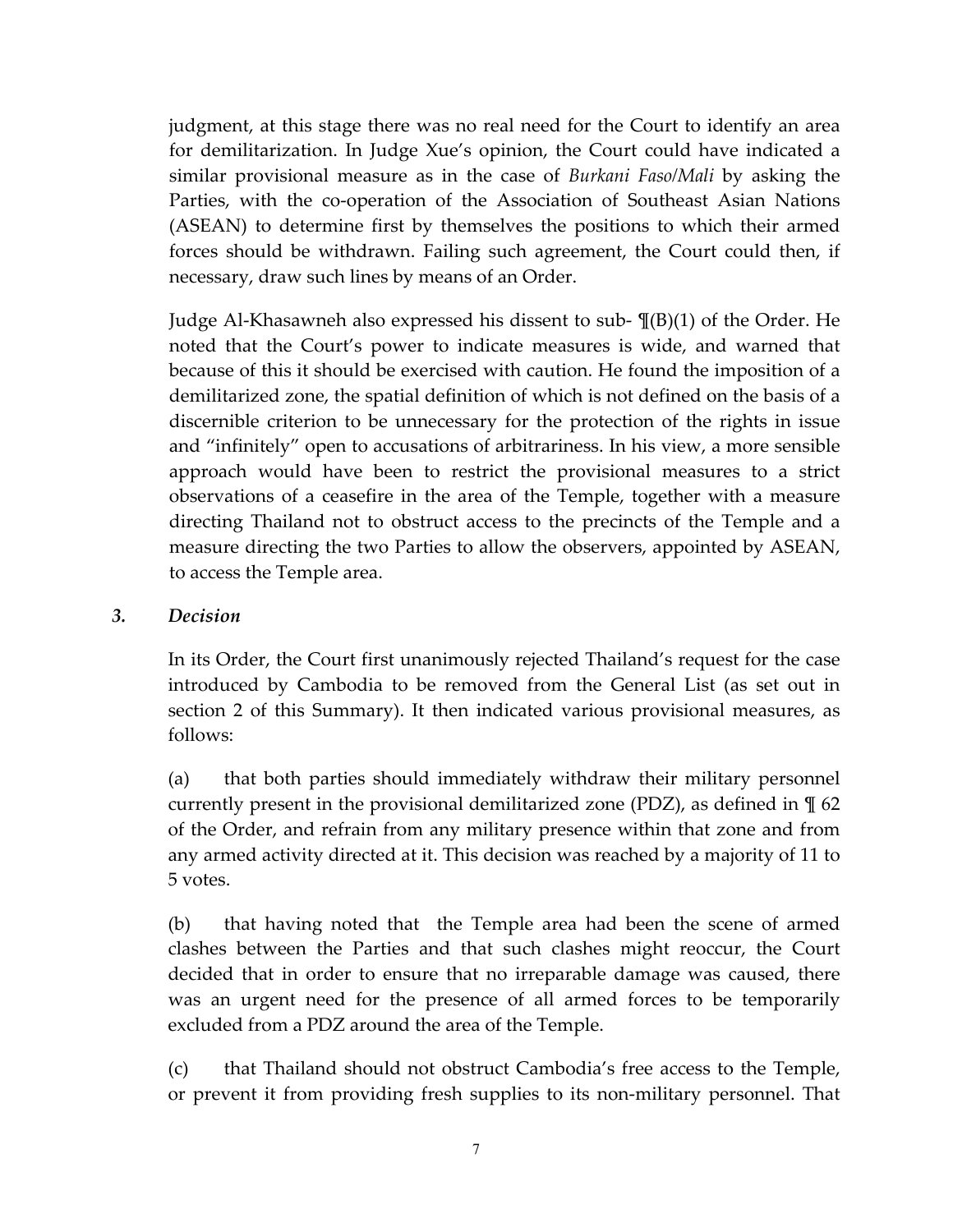judgment, at this stage there was no real need for the Court to identify an area for demilitarization. In Judge Xue's opinion, the Court could have indicated a similar provisional measure as in the case of *Burkani Faso/Mali* by asking the Parties, with the co-operation of the Association of Southeast Asian Nations (ASEAN) to determine first by themselves the positions to which their armed forces should be withdrawn. Failing such agreement, the Court could then, if necessary, draw such lines by means of an Order.

Judge Al-Khasawneh also expressed his dissent to sub- ¶(B)(1) of the Order. He noted that the Court's power to indicate measures is wide, and warned that because of this it should be exercised with caution. He found the imposition of a demilitarized zone, the spatial definition of which is not defined on the basis of a discernible criterion to be unnecessary for the protection of the rights in issue and "infinitely" open to accusations of arbitrariness. In his view, a more sensible approach would have been to restrict the provisional measures to a strict observations of a ceasefire in the area of the Temple, together with a measure directing Thailand not to obstruct access to the precincts of the Temple and a measure directing the two Parties to allow the observers, appointed by ASEAN, to access the Temple area.

### *3. Decision*

In its Order, the Court first unanimously rejected Thailand's request for the case introduced by Cambodia to be removed from the General List (as set out in section 2 of this Summary). It then indicated various provisional measures, as follows:

(a) that both parties should immediately withdraw their military personnel currently present in the provisional demilitarized zone (PDZ), as defined in ¶ 62 of the Order, and refrain from any military presence within that zone and from any armed activity directed at it. This decision was reached by a majority of 11 to 5 votes.

(b) that having noted that the Temple area had been the scene of armed clashes between the Parties and that such clashes might reoccur, the Court decided that in order to ensure that no irreparable damage was caused, there was an urgent need for the presence of all armed forces to be temporarily excluded from a PDZ around the area of the Temple.

(c) that Thailand should not obstruct Cambodia's free access to the Temple, or prevent it from providing fresh supplies to its non-military personnel. That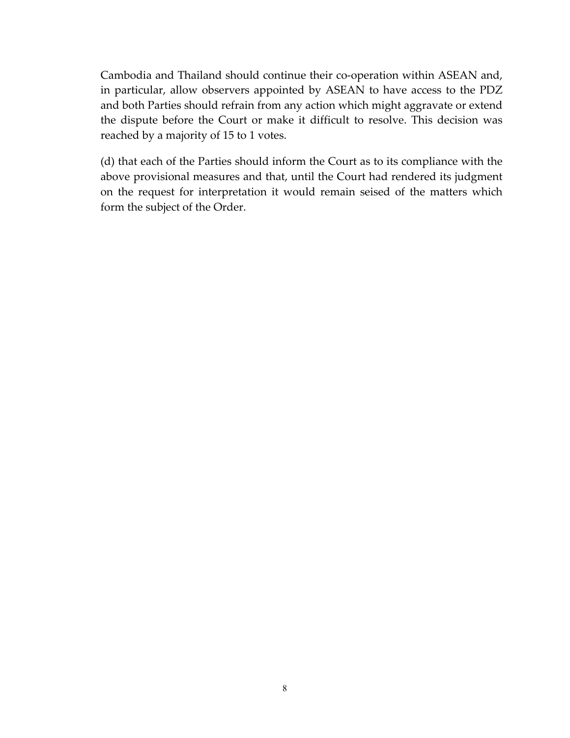Cambodia and Thailand should continue their co-operation within ASEAN and, in particular, allow observers appointed by ASEAN to have access to the PDZ and both Parties should refrain from any action which might aggravate or extend the dispute before the Court or make it difficult to resolve. This decision was reached by a majority of 15 to 1 votes.

(d) that each of the Parties should inform the Court as to its compliance with the above provisional measures and that, until the Court had rendered its judgment on the request for interpretation it would remain seised of the matters which form the subject of the Order.